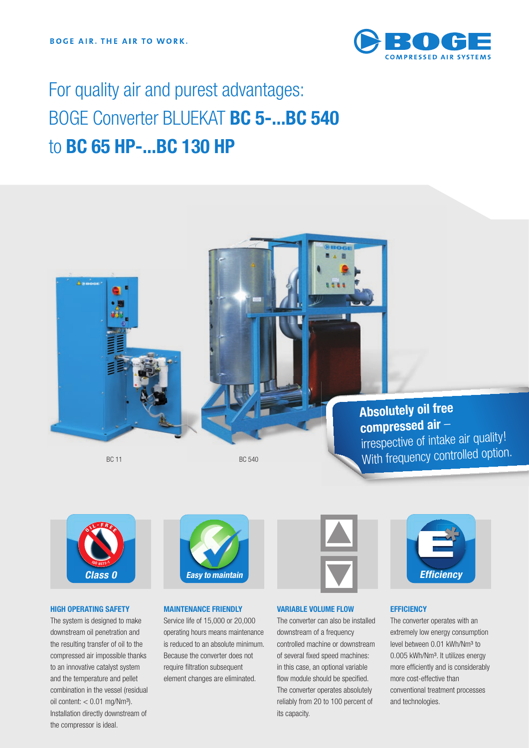BOGE AIR. THE AIR TO WORK.

# For quality air and purest advantages: BOGE Converter BLUEKAT **BC 5-...BC 540** to **BC 65 HP-...BC 130 HP**

BC 11

BC 540

**Absolutely oil free compressed air** – irrespective of intake air quality! With frequency controlled option.

Class 0

Easy to maintain

Efficiency

### HIGH OPERATING SAFETY

The system is designed to make downstream oil penetration and the resulting transfer of oil to the compressed air impossible thanks to an innovative catalyst system and the temperature and pellet combination in the vessel (residual oil content: < 0.01 mg/Nm³). Installation directly downstream of the compressor is ideal.

### MAINTENANCE FRIENDLY

Service life of 15,000 or 20,000 operating hours means maintenance is reduced to an absolute minimum. Because the converter does not require filtration subsequent element changes are eliminated.

### VARIABLE VOLUME FLOW

The converter can also be installed downstream of a frequency controlled machine or downstream of several fixed speed machines: in this case, an optional variable flow module should be specified. The converter operates absolutely reliably from 20 to 100 percent of its capacity.

### EFFICIENCY

The converter operates with an extremely low energy consumption level between 0.01 kWh/Nm³ to 0.005 kWh/Nm³. It utilizes energy more efficiently and is considerably more cost-effective than conventional treatment processes and technologies.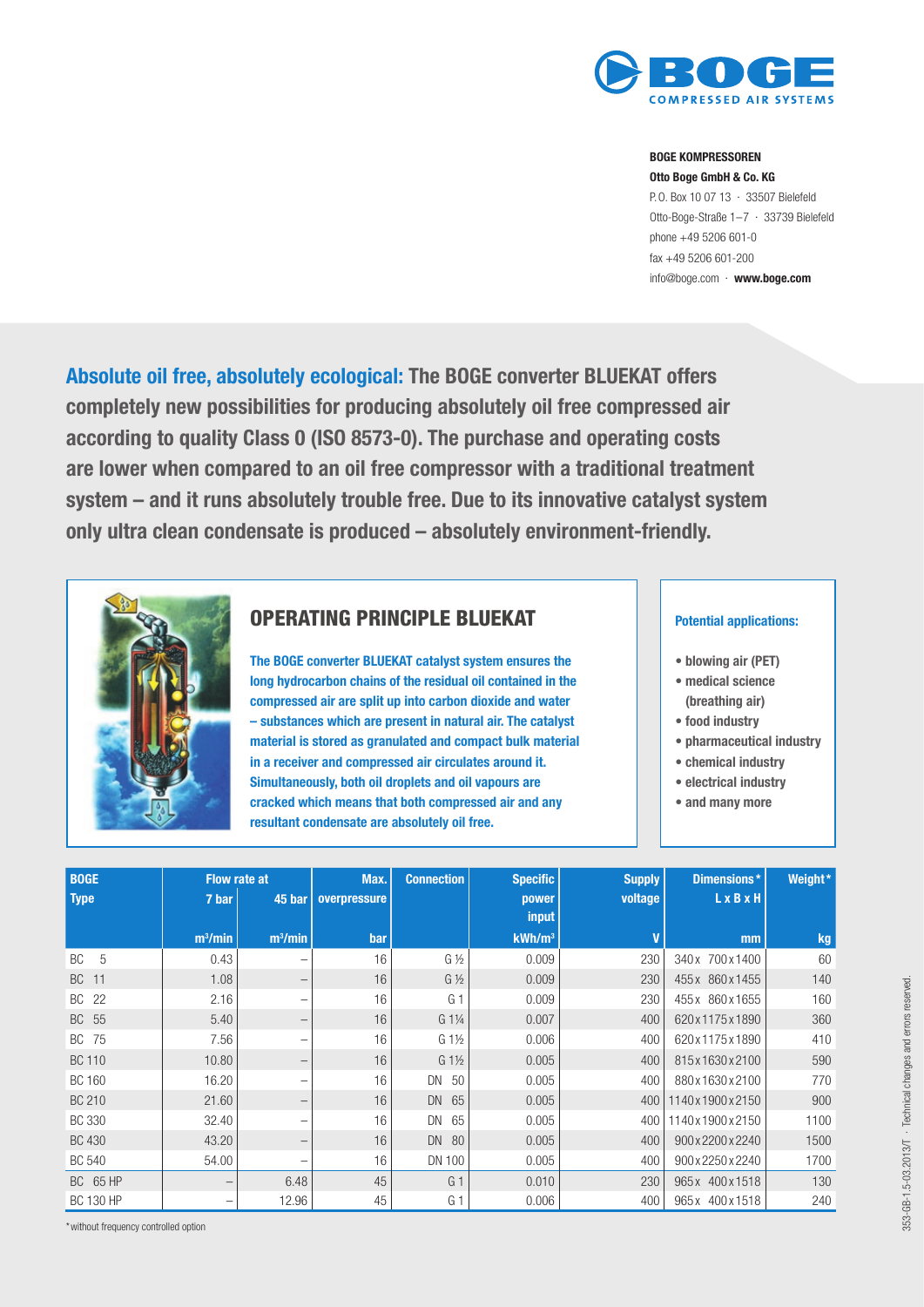**BOGE KOMPRESSOREN**
**Otto Boge GmbH & Co. KG**
P.O. Box 10 07 13 · 33507 Bielefeld
Otto-Boge-Straße 1–7 · 33739 Bielefeld
phone +49 5206 601-0
fax +49 5206 601-200
info@boge.com · **www.boge.com**

**Absolute oil free, absolutely ecological: The BOGE converter BLUEKAT offers completely new possibilities for producing absolutely oil free compressed air according to quality Class 0 (ISO 8573-0). The purchase and operating costs are lower when compared to an oil free compressor with a traditional treatment system – and it runs absolutely trouble free. Due to its innovative catalyst system only ultra clean condensate is produced – absolutely environment-friendly.**

## OPERATING PRINCIPLE BLUEKAT

**The BOGE converter BLUEKAT catalyst system ensures the long hydrocarbon chains of the residual oil contained in the compressed air are split up into carbon dioxide and water – substances which are present in natural air. The catalyst material is stored as granulated and compact bulk material in a receiver and compressed air circulates around it. Simultaneously, both oil droplets and oil vapours are cracked which means that both compressed air and any resultant condensate are absolutely oil free.**

**Potential applications:**

- **blowing air (PET)**
- **medical science (breathing air)**
- **food industry**
- **pharmaceutical industry**
- **chemical industry**
- **electrical industry**
- **and many more**

| BOGE Type | Flow rate at 7 bar | Flow rate at 45 bar | Max. overpressure | Connection | Specific power input | Supply voltage | Dimensions* L x B x H | Weight* |
|---|---|---|---|---|---|---|---|---|
| | m³/min | m³/min | bar | | kWh/m³ | V | mm | kg |
| BC 5 | 0.43 | – | 16 | G ½ | 0.009 | 230 | 340 x 700 x 1400 | 60 |
| BC 11 | 1.08 | – | 16 | G ½ | 0.009 | 230 | 455 x 860 x 1455 | 140 |
| BC 22 | 2.16 | – | 16 | G 1 | 0.009 | 230 | 455 x 860 x 1655 | 160 |
| BC 55 | 5.40 | – | 16 | G 1¼ | 0.007 | 400 | 620 x 1175 x 1890 | 360 |
| BC 75 | 7.56 | – | 16 | G 1½ | 0.006 | 400 | 620 x 1175 x 1890 | 410 |
| BC 110 | 10.80 | – | 16 | G 1½ | 0.005 | 400 | 815 x 1630 x 2100 | 590 |
| BC 160 | 16.20 | – | 16 | DN 50 | 0.005 | 400 | 880 x 1630 x 2100 | 770 |
| BC 210 | 21.60 | – | 16 | DN 65 | 0.005 | 400 | 1140 x 1900 x 2150 | 900 |
| BC 330 | 32.40 | – | 16 | DN 65 | 0.005 | 400 | 1140 x 1900 x 2150 | 1100 |
| BC 430 | 43.20 | – | 16 | DN 80 | 0.005 | 400 | 900 x 2200 x 2240 | 1500 |
| BC 540 | 54.00 | – | 16 | DN 100 | 0.005 | 400 | 900 x 2250 x 2240 | 1700 |
| BC 65 HP | – | 6.48 | 45 | G 1 | 0.010 | 230 | 965 x 400 x 1518 | 130 |
| BC 130 HP | – | 12.96 | 45 | G 1 | 0.006 | 400 | 965 x 400 x 1518 | 240 |

* without frequency controlled option

353-GB-1.5-03.2013/T · Technical changes and errors reserved.